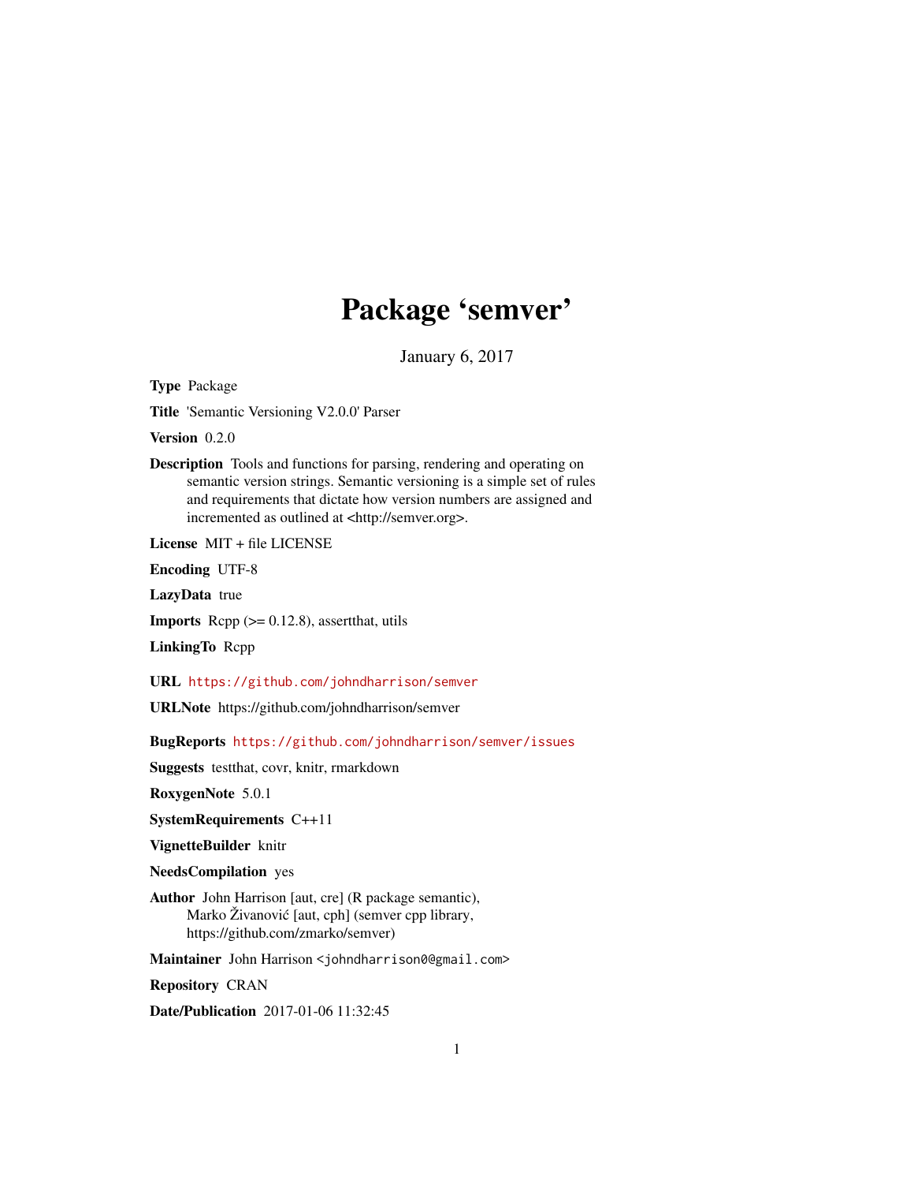# Package 'semver'

January 6, 2017

**Type** Package

**Title** 'Semantic Versioning V2.0.0' Parser

**Version** 0.2.0

**Description** Tools and functions for parsing, rendering and operating on semantic version strings. Semantic versioning is a simple set of rules and requirements that dictate how version numbers are assigned and incremented as outlined at <http://semver.org>.

**License** MIT + file LICENSE

**Encoding** UTF-8

**LazyData** true

**Imports** Rcpp (>= 0.12.8), assertthat, utils

**LinkingTo** Rcpp

**URL** https://github.com/johndharrison/semver

**URLNote** https://github.com/johndharrison/semver

**BugReports** https://github.com/johndharrison/semver/issues

**Suggests** testthat, covr, knitr, rmarkdown

**RoxygenNote** 5.0.1

**SystemRequirements** C++11

**VignetteBuilder** knitr

**NeedsCompilation** yes

**Author** John Harrison [aut, cre] (R package semantic), Marko Živanović [aut, cph] (semver cpp library, https://github.com/zmarko/semver)

**Maintainer** John Harrison <johndharrison0@gmail.com>

**Repository** CRAN

**Date/Publication** 2017-01-06 11:32:45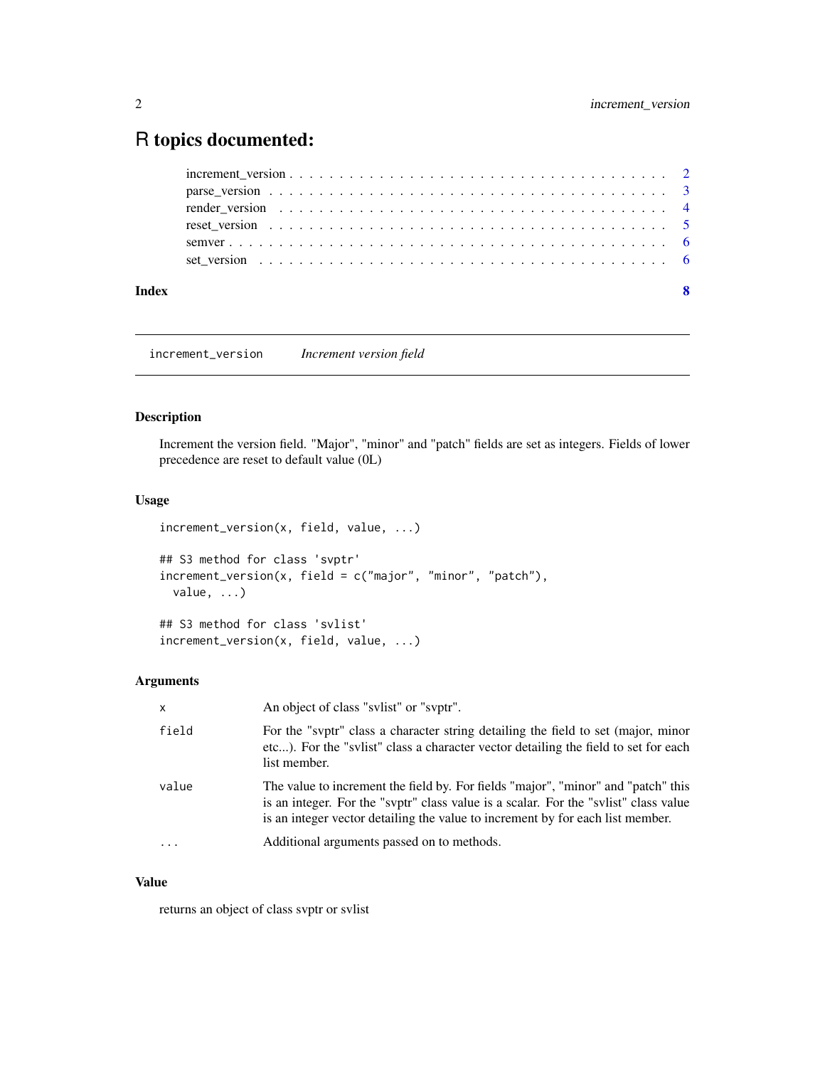# R topics documented:

| | |
|---|---|
| increment_version | 2 |
| parse_version | 3 |
| render_version | 4 |
| reset_version | 5 |
| semver | 6 |
| set_version | 6 |
| **Index** | **8** |

---

`increment_version` *Increment version field*

---

## Description

Increment the version field. "Major", "minor" and "patch" fields are set as integers. Fields of lower precedence are reset to default value (0L)

## Usage

```
increment_version(x, field, value, ...)

## S3 method for class 'svptr'
increment_version(x, field = c("major", "minor", "patch"),
  value, ...)

## S3 method for class 'svlist'
increment_version(x, field, value, ...)
```

## Arguments

| | |
|---|---|
| `x` | An object of class "svlist" or "svptr". |
| `field` | For the "svptr" class a character string detailing the field to set (major, minor etc...). For the "svlist" class a character vector detailing the field to set for each list member. |
| `value` | The value to increment the field by. For fields "major", "minor" and "patch" this is an integer. For the "svptr" class value is a scalar. For the "svlist" class value is an integer vector detailing the value to increment by for each list member. |
| `...` | Additional arguments passed on to methods. |

## Value

returns an object of class svptr or svlist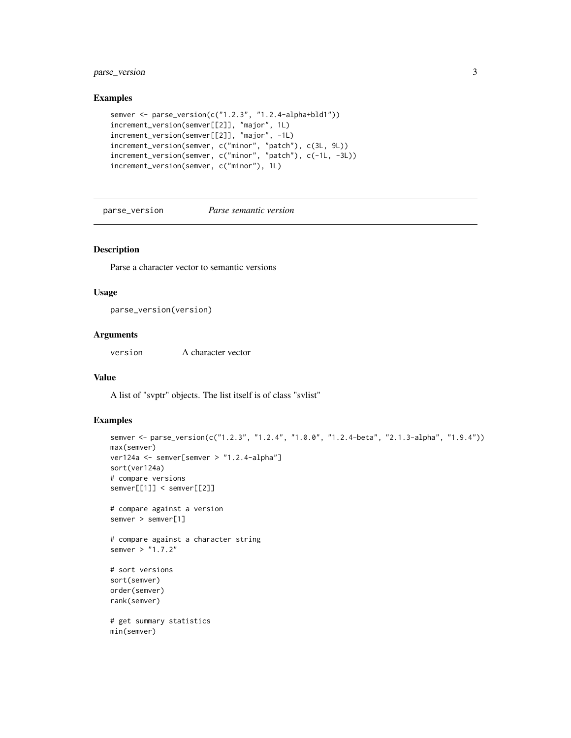### Examples

```
semver <- parse_version(c("1.2.3", "1.2.4-alpha+bld1"))
increment_version(semver[[2]], "major", 1L)
increment_version(semver[[2]], "major", -1L)
increment_version(semver, c("minor", "patch"), c(3L, 9L))
increment_version(semver, c("minor", "patch"), c(-1L, -3L))
increment_version(semver, c("minor"), 1L)
```

---

## parse_version    *Parse semantic version*

---

### Description

Parse a character vector to semantic versions

### Usage

```
parse_version(version)
```

### Arguments

| | |
|---|---|
| version | A character vector |

### Value

A list of "svptr" objects. The list itself is of class "svlist"

### Examples

```
semver <- parse_version(c("1.2.3", "1.2.4", "1.0.0", "1.2.4-beta", "2.1.3-alpha", "1.9.4"))
max(semver)
ver124a <- semver[semver > "1.2.4-alpha"]
sort(ver124a)
# compare versions
semver[[1]] < semver[[2]]

# compare against a version
semver > semver[1]

# compare against a character string
semver > "1.7.2"

# sort versions
sort(semver)
order(semver)
rank(semver)

# get summary statistics
min(semver)
```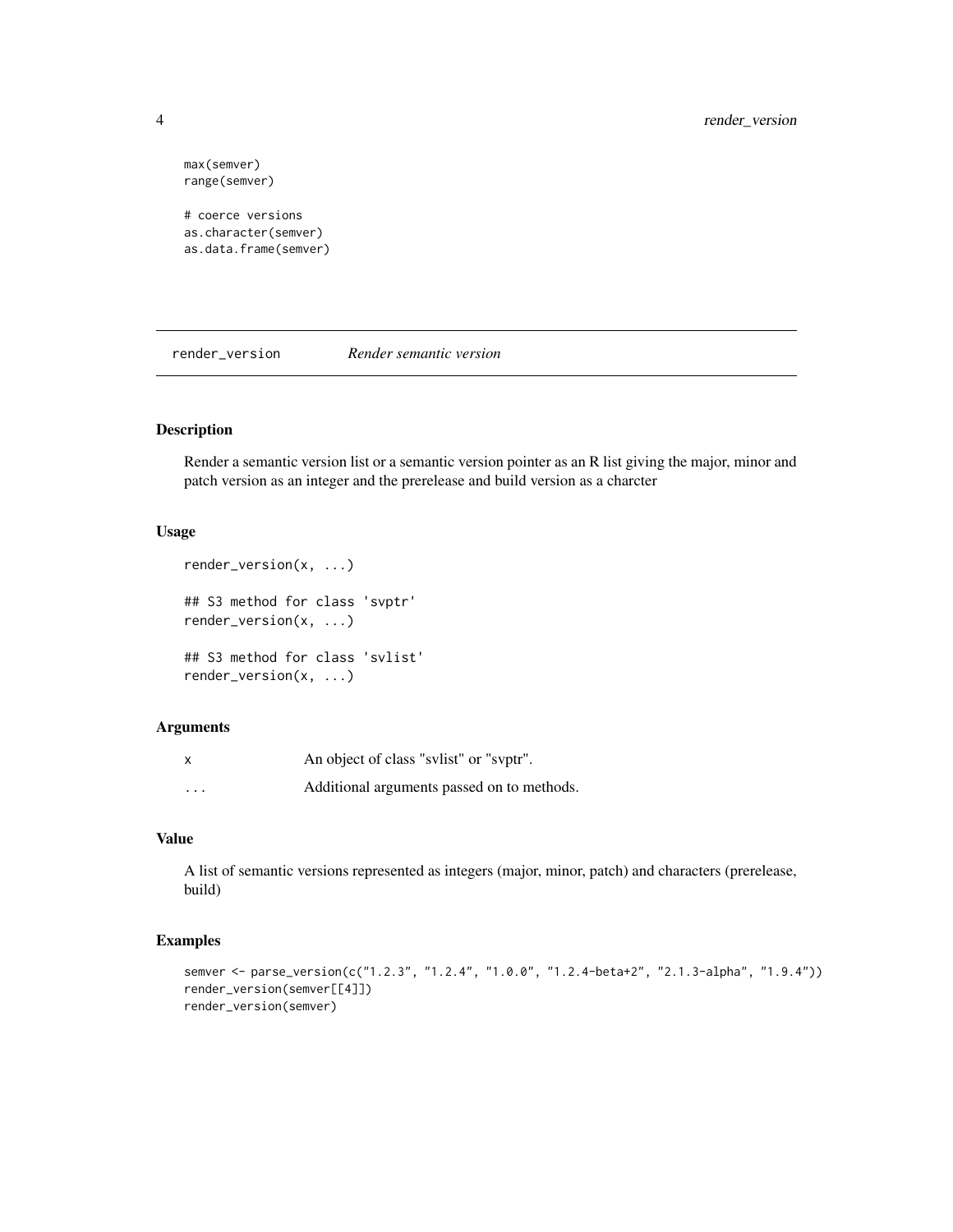```
max(semver)
range(semver)

# coerce versions
as.character(semver)
as.data.frame(semver)
```

## render_version *Render semantic version*

### Description

Render a semantic version list or a semantic version pointer as an R list giving the major, minor and patch version as an integer and the prerelease and build version as a charcter

### Usage

```
render_version(x, ...)

## S3 method for class 'svptr'
render_version(x, ...)

## S3 method for class 'svlist'
render_version(x, ...)
```

### Arguments

| | |
|---|---|
| x | An object of class "svlist" or "svptr". |
| ... | Additional arguments passed on to methods. |

### Value

A list of semantic versions represented as integers (major, minor, patch) and characters (prerelease, build)

### Examples

```
semver <- parse_version(c("1.2.3", "1.2.4", "1.0.0", "1.2.4-beta+2", "2.1.3-alpha", "1.9.4"))
render_version(semver[[4]])
render_version(semver)
```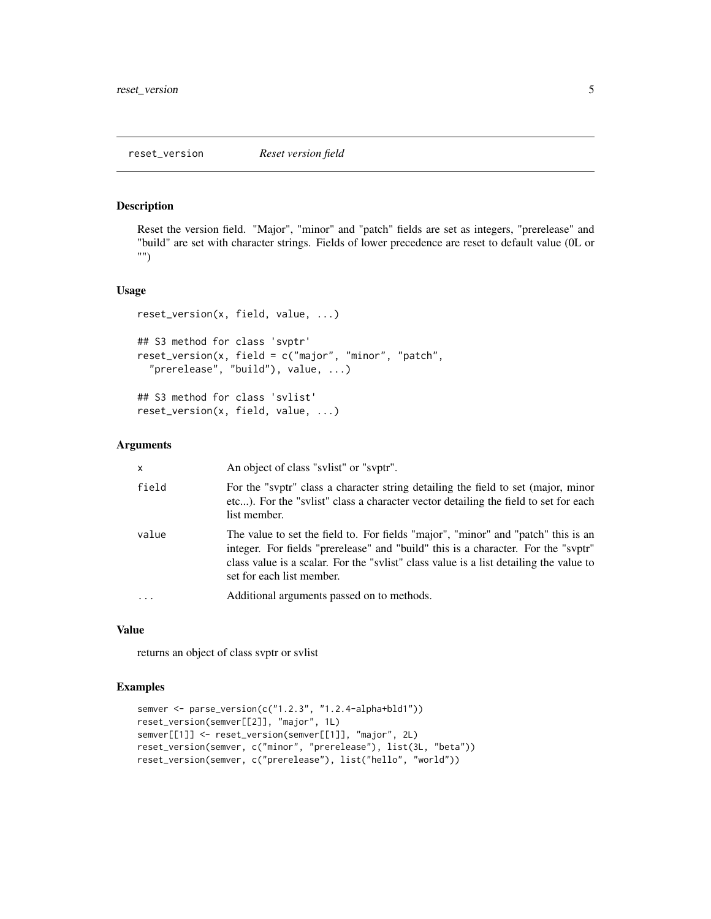# reset_version *Reset version field*

## Description

Reset the version field. "Major", "minor" and "patch" fields are set as integers, "prerelease" and "build" are set with character strings. Fields of lower precedence are reset to default value (0L or "")

## Usage

```
reset_version(x, field, value, ...)

## S3 method for class 'svptr'
reset_version(x, field = c("major", "minor", "patch",
  "prerelease", "build"), value, ...)

## S3 method for class 'svlist'
reset_version(x, field, value, ...)
```

## Arguments

| | |
|---|---|
| x | An object of class "svlist" or "svptr". |
| field | For the "svptr" class a character string detailing the field to set (major, minor etc...). For the "svlist" class a character vector detailing the field to set for each list member. |
| value | The value to set the field to. For fields "major", "minor" and "patch" this is an integer. For fields "prerelease" and "build" this is a character. For the "svptr" class value is a scalar. For the "svlist" class value is a list detailing the value to set for each list member. |
| ... | Additional arguments passed on to methods. |

## Value

returns an object of class svptr or svlist

## Examples

```
semver <- parse_version(c("1.2.3", "1.2.4-alpha+bld1"))
reset_version(semver[[2]], "major", 1L)
semver[[1]] <- reset_version(semver[[1]], "major", 2L)
reset_version(semver, c("minor", "prerelease"), list(3L, "beta"))
reset_version(semver, c("prerelease"), list("hello", "world"))
```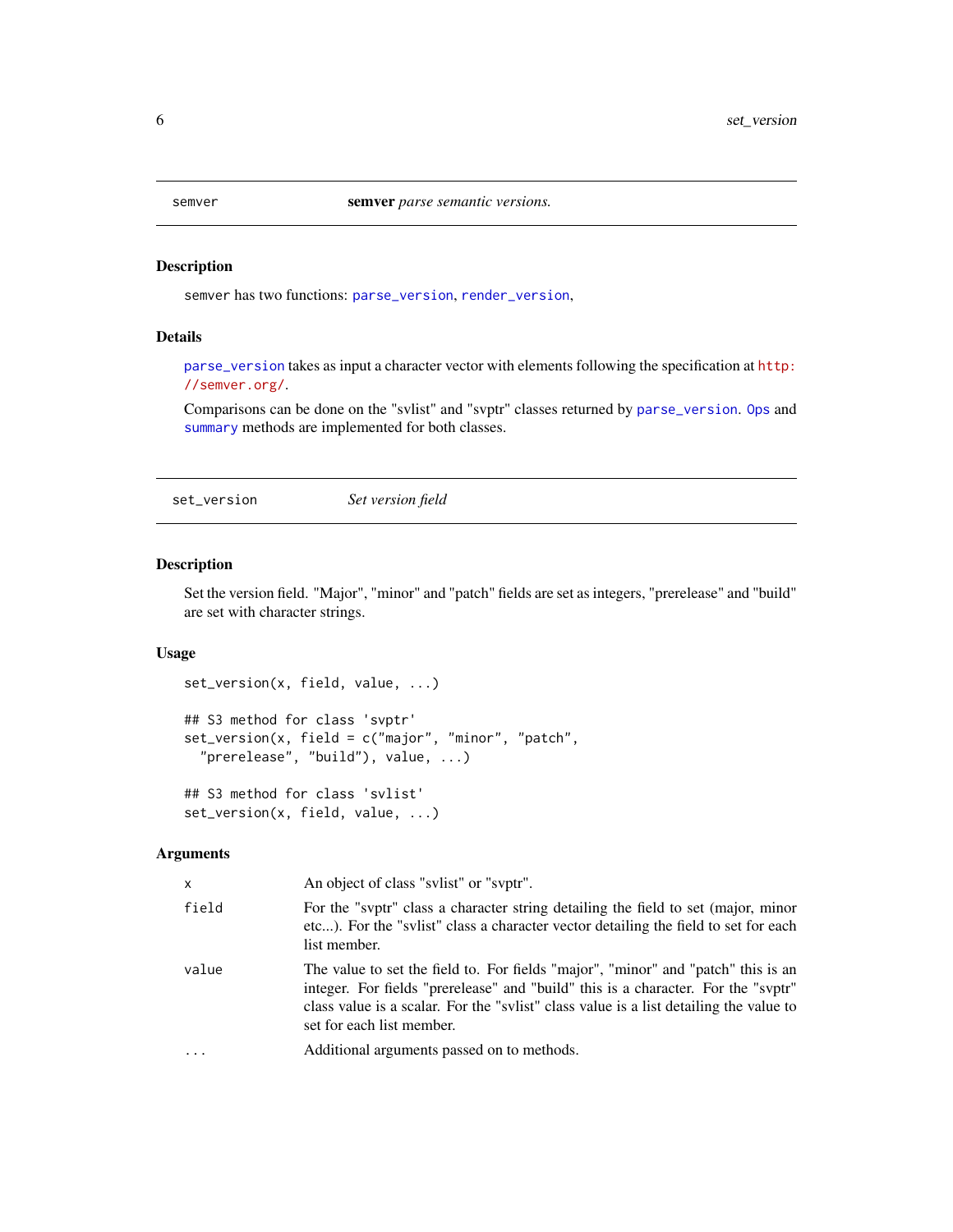## semver — **semver** *parse semantic versions.*

### Description

semver has two functions: parse_version, render_version,

### Details

parse_version takes as input a character vector with elements following the specification at http://semver.org/.

Comparisons can be done on the "svlist" and "svptr" classes returned by parse_version. Ops and summary methods are implemented for both classes.

## set_version — *Set version field*

### Description

Set the version field. "Major", "minor" and "patch" fields are set as integers, "prerelease" and "build" are set with character strings.

### Usage

```
set_version(x, field, value, ...)

## S3 method for class 'svptr'
set_version(x, field = c("major", "minor", "patch",
  "prerelease", "build"), value, ...)

## S3 method for class 'svlist'
set_version(x, field, value, ...)
```

### Arguments

| | |
|---|---|
| x | An object of class "svlist" or "svptr". |
| field | For the "svptr" class a character string detailing the field to set (major, minor etc...). For the "svlist" class a character vector detailing the field to set for each list member. |
| value | The value to set the field to. For fields "major", "minor" and "patch" this is an integer. For fields "prerelease" and "build" this is a character. For the "svptr" class value is a scalar. For the "svlist" class value is a list detailing the value to set for each list member. |
| ... | Additional arguments passed on to methods. |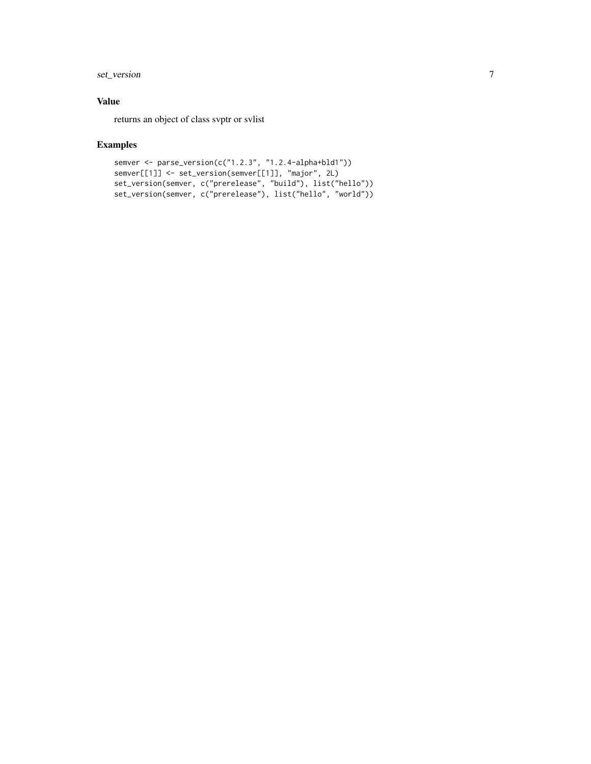## Value

returns an object of class svptr or svlist

## Examples

```
semver <- parse_version(c("1.2.3", "1.2.4-alpha+bld1"))
semver[[1]] <- set_version(semver[[1]], "major", 2L)
set_version(semver, c("prerelease", "build"), list("hello"))
set_version(semver, c("prerelease"), list("hello", "world"))
```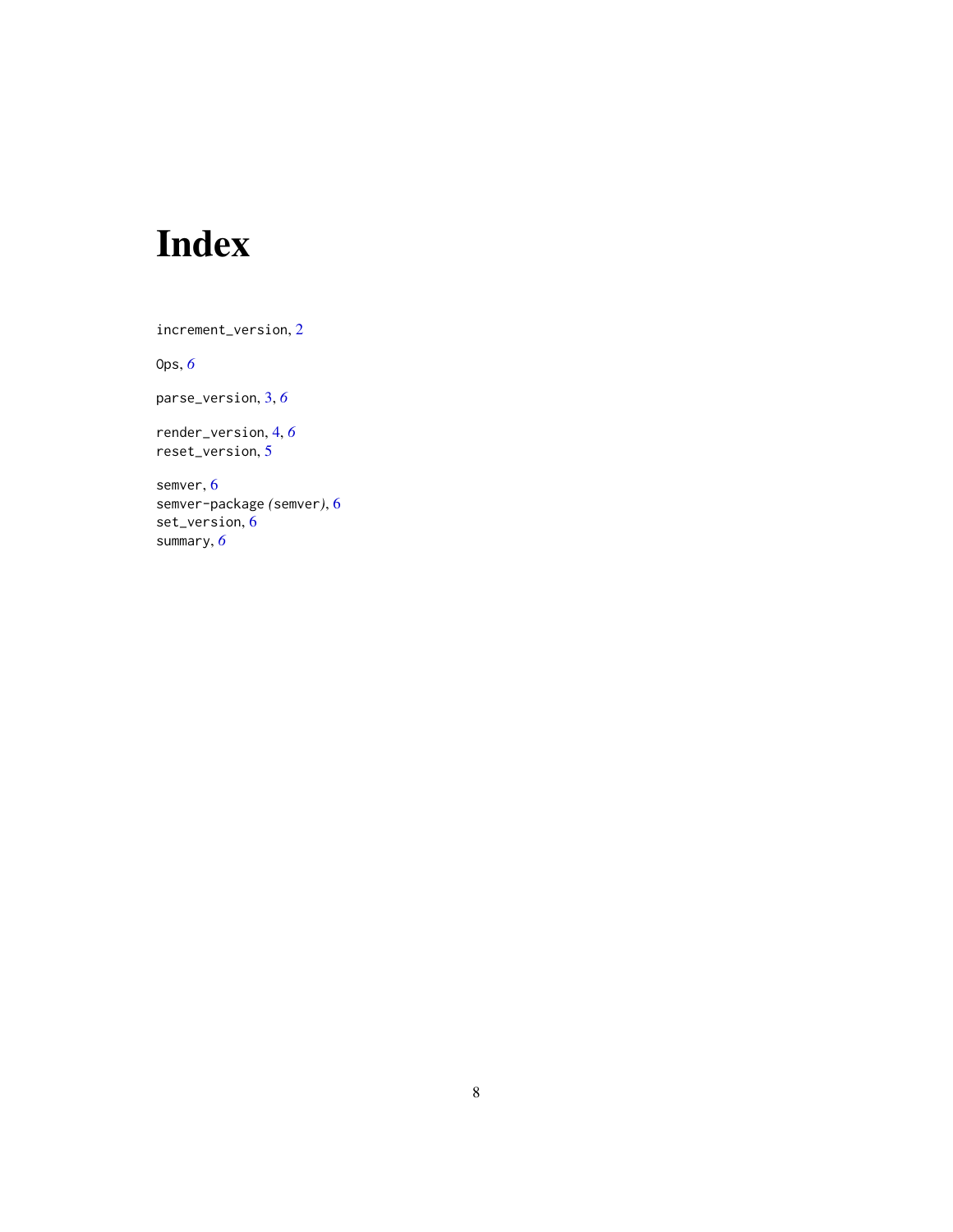# Index

increment_version, 2

Ops, *6*

parse_version, 3, *6*

render_version, 4, *6*
reset_version, 5

semver, 6
semver-package *(*semver*)*, 6
set_version, 6
summary, *6*